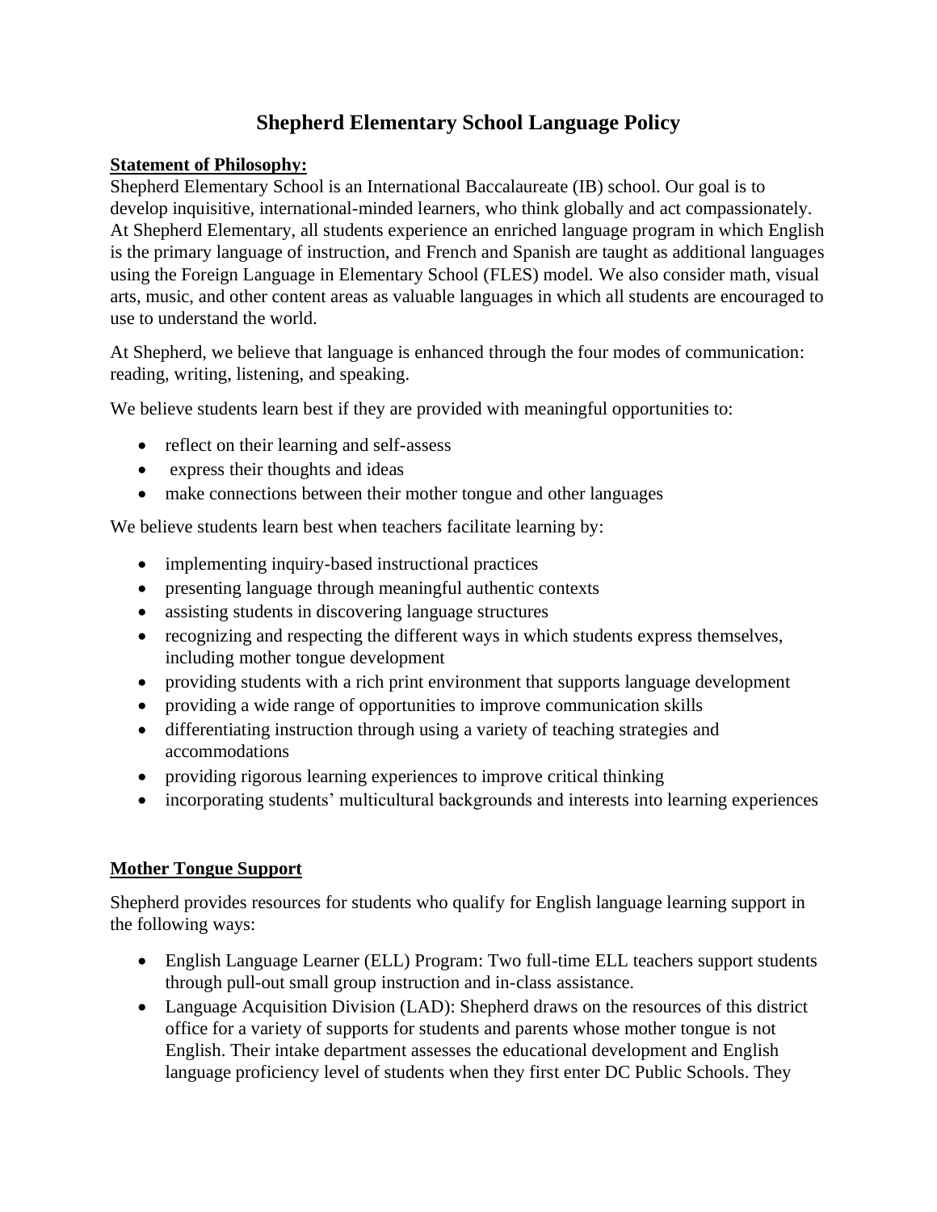# Shepherd Elementary School Language Policy

**Statement of Philosophy:**

Shepherd Elementary School is an International Baccalaureate (IB) school. Our goal is to develop inquisitive, international-minded learners, who think globally and act compassionately. At Shepherd Elementary, all students experience an enriched language program in which English is the primary language of instruction, and French and Spanish are taught as additional languages using the Foreign Language in Elementary School (FLES) model. We also consider math, visual arts, music, and other content areas as valuable languages in which all students are encouraged to use to understand the world.

At Shepherd, we believe that language is enhanced through the four modes of communication: reading, writing, listening, and speaking.

We believe students learn best if they are provided with meaningful opportunities to:

- reflect on their learning and self-assess
- express their thoughts and ideas
- make connections between their mother tongue and other languages

We believe students learn best when teachers facilitate learning by:

- implementing inquiry-based instructional practices
- presenting language through meaningful authentic contexts
- assisting students in discovering language structures
- recognizing and respecting the different ways in which students express themselves, including mother tongue development
- providing students with a rich print environment that supports language development
- providing a wide range of opportunities to improve communication skills
- differentiating instruction through using a variety of teaching strategies and accommodations
- providing rigorous learning experiences to improve critical thinking
- incorporating students' multicultural backgrounds and interests into learning experiences

**Mother Tongue Support**

Shepherd provides resources for students who qualify for English language learning support in the following ways:

- English Language Learner (ELL) Program: Two full-time ELL teachers support students through pull-out small group instruction and in-class assistance.
- Language Acquisition Division (LAD): Shepherd draws on the resources of this district office for a variety of supports for students and parents whose mother tongue is not English. Their intake department assesses the educational development and English language proficiency level of students when they first enter DC Public Schools. They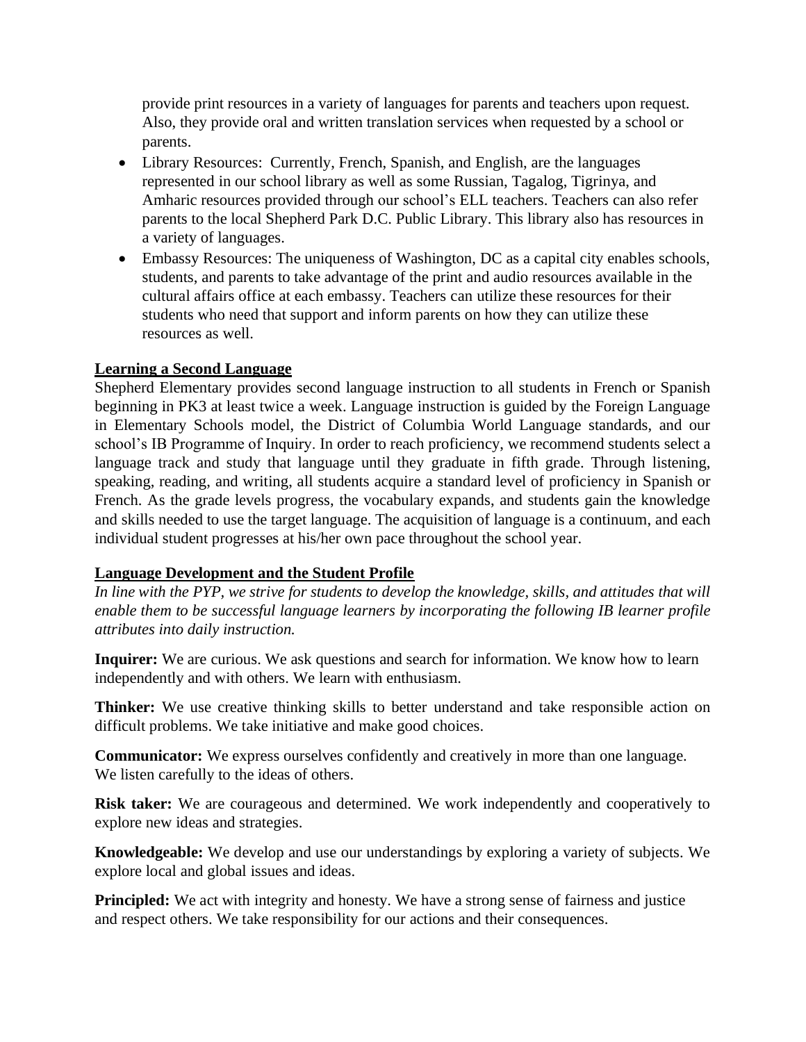provide print resources in a variety of languages for parents and teachers upon request. Also, they provide oral and written translation services when requested by a school or parents.

- Library Resources: Currently, French, Spanish, and English, are the languages represented in our school library as well as some Russian, Tagalog, Tigrinya, and Amharic resources provided through our school's ELL teachers. Teachers can also refer parents to the local Shepherd Park D.C. Public Library. This library also has resources in a variety of languages.
- Embassy Resources: The uniqueness of Washington, DC as a capital city enables schools, students, and parents to take advantage of the print and audio resources available in the cultural affairs office at each embassy. Teachers can utilize these resources for their students who need that support and inform parents on how they can utilize these resources as well.

## Learning a Second Language

Shepherd Elementary provides second language instruction to all students in French or Spanish beginning in PK3 at least twice a week. Language instruction is guided by the Foreign Language in Elementary Schools model, the District of Columbia World Language standards, and our school's IB Programme of Inquiry. In order to reach proficiency, we recommend students select a language track and study that language until they graduate in fifth grade. Through listening, speaking, reading, and writing, all students acquire a standard level of proficiency in Spanish or French. As the grade levels progress, the vocabulary expands, and students gain the knowledge and skills needed to use the target language. The acquisition of language is a continuum, and each individual student progresses at his/her own pace throughout the school year.

## Language Development and the Student Profile

*In line with the PYP, we strive for students to develop the knowledge, skills, and attitudes that will enable them to be successful language learners by incorporating the following IB learner profile attributes into daily instruction.*

**Inquirer:** We are curious. We ask questions and search for information. We know how to learn independently and with others. We learn with enthusiasm.

**Thinker:** We use creative thinking skills to better understand and take responsible action on difficult problems. We take initiative and make good choices.

**Communicator:** We express ourselves confidently and creatively in more than one language. We listen carefully to the ideas of others.

**Risk taker:** We are courageous and determined. We work independently and cooperatively to explore new ideas and strategies.

**Knowledgeable:** We develop and use our understandings by exploring a variety of subjects. We explore local and global issues and ideas.

**Principled:** We act with integrity and honesty. We have a strong sense of fairness and justice and respect others. We take responsibility for our actions and their consequences.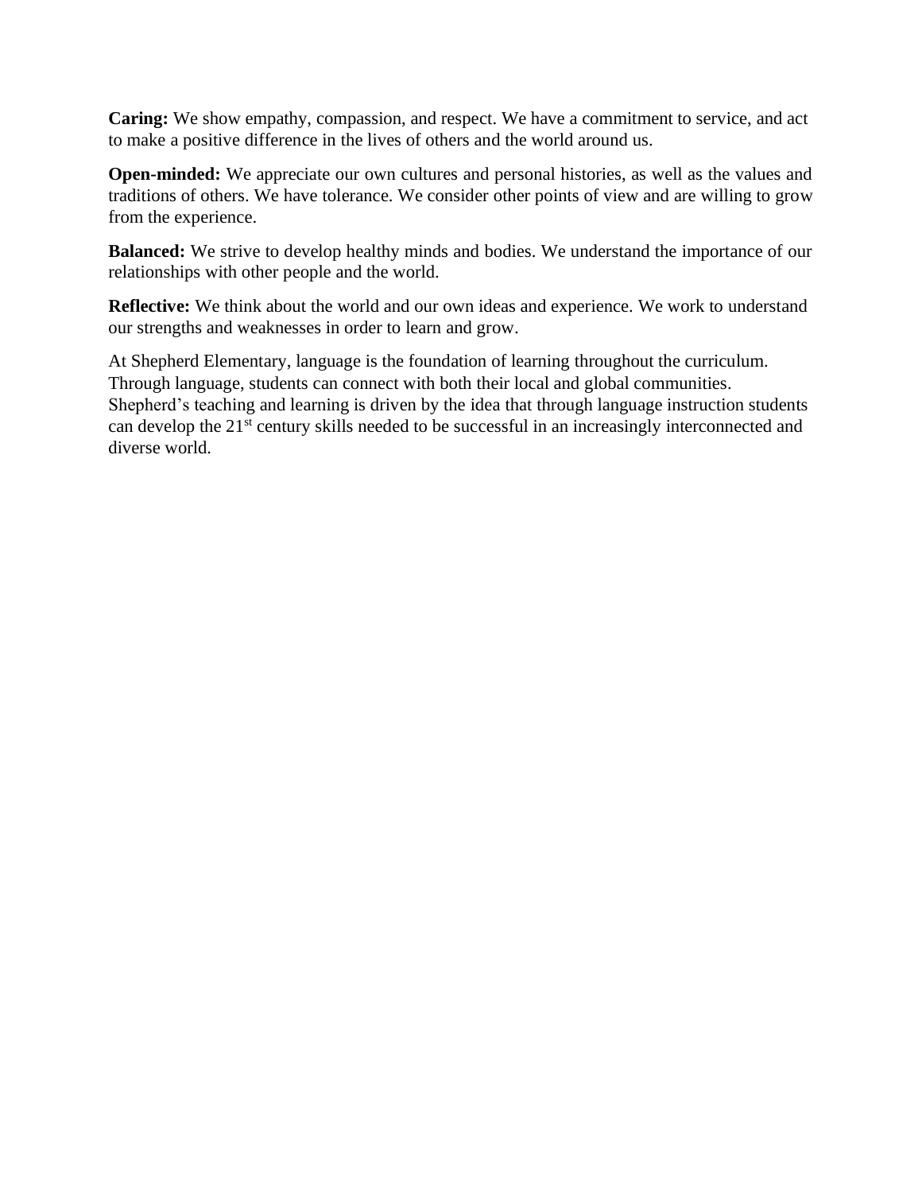**Caring:** We show empathy, compassion, and respect. We have a commitment to service, and act to make a positive difference in the lives of others and the world around us.

**Open-minded:** We appreciate our own cultures and personal histories, as well as the values and traditions of others. We have tolerance. We consider other points of view and are willing to grow from the experience.

**Balanced:** We strive to develop healthy minds and bodies. We understand the importance of our relationships with other people and the world.

**Reflective:** We think about the world and our own ideas and experience. We work to understand our strengths and weaknesses in order to learn and grow.

At Shepherd Elementary, language is the foundation of learning throughout the curriculum. Through language, students can connect with both their local and global communities. Shepherd's teaching and learning is driven by the idea that through language instruction students can develop the 21st century skills needed to be successful in an increasingly interconnected and diverse world.